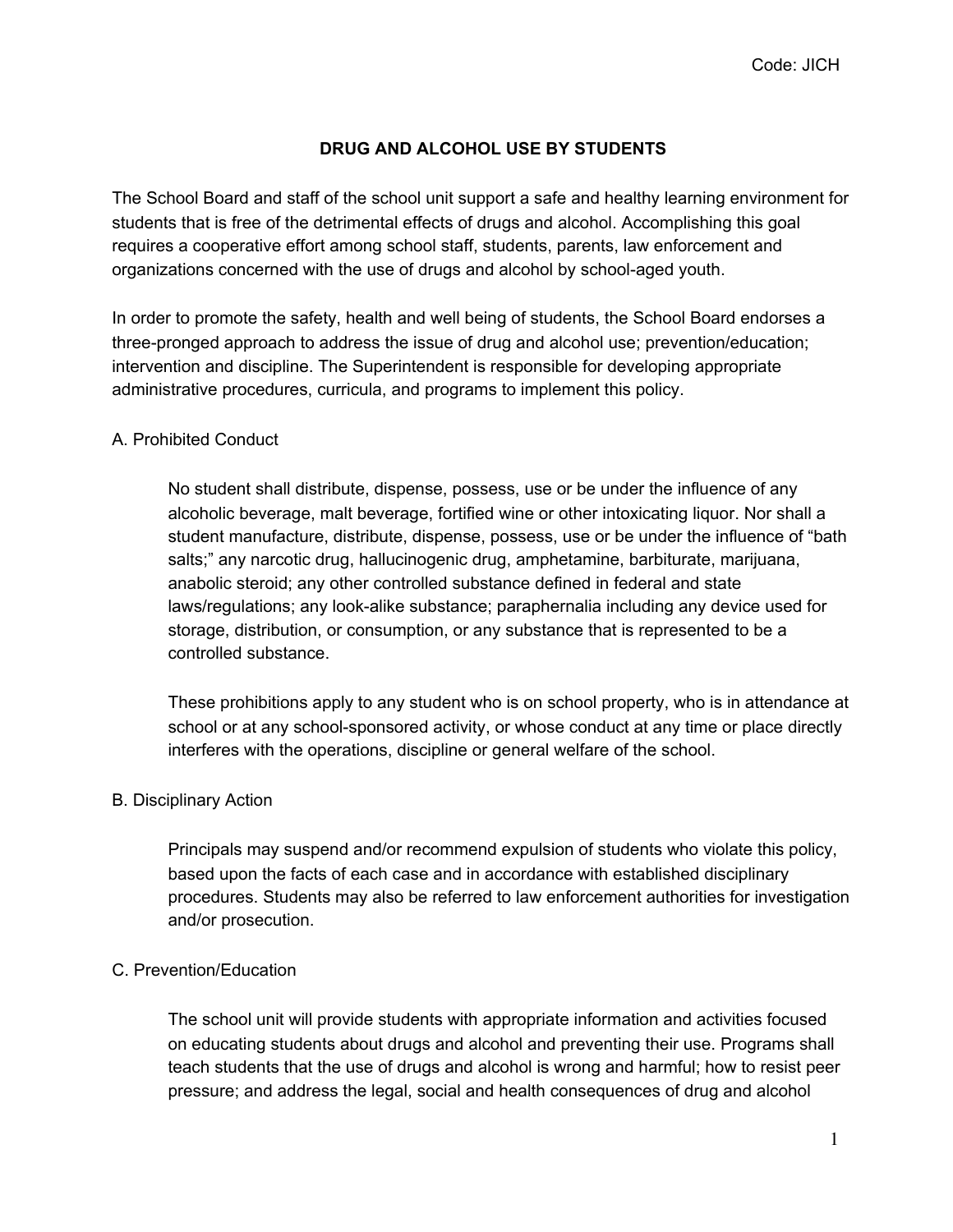Code: JICH

# DRUG AND ALCOHOL USE BY STUDENTS

The School Board and staff of the school unit support a safe and healthy learning environment for students that is free of the detrimental effects of drugs and alcohol. Accomplishing this goal requires a cooperative effort among school staff, students, parents, law enforcement and organizations concerned with the use of drugs and alcohol by school-aged youth.

In order to promote the safety, health and well being of students, the School Board endorses a three-pronged approach to address the issue of drug and alcohol use; prevention/education; intervention and discipline. The Superintendent is responsible for developing appropriate administrative procedures, curricula, and programs to implement this policy.

## A. Prohibited Conduct

No student shall distribute, dispense, possess, use or be under the influence of any alcoholic beverage, malt beverage, fortified wine or other intoxicating liquor. Nor shall a student manufacture, distribute, dispense, possess, use or be under the influence of "bath salts;" any narcotic drug, hallucinogenic drug, amphetamine, barbiturate, marijuana, anabolic steroid; any other controlled substance defined in federal and state laws/regulations; any look-alike substance; paraphernalia including any device used for storage, distribution, or consumption, or any substance that is represented to be a controlled substance.

These prohibitions apply to any student who is on school property, who is in attendance at school or at any school-sponsored activity, or whose conduct at any time or place directly interferes with the operations, discipline or general welfare of the school.

## B. Disciplinary Action

Principals may suspend and/or recommend expulsion of students who violate this policy, based upon the facts of each case and in accordance with established disciplinary procedures. Students may also be referred to law enforcement authorities for investigation and/or prosecution.

## C. Prevention/Education

The school unit will provide students with appropriate information and activities focused on educating students about drugs and alcohol and preventing their use. Programs shall teach students that the use of drugs and alcohol is wrong and harmful; how to resist peer pressure; and address the legal, social and health consequences of drug and alcohol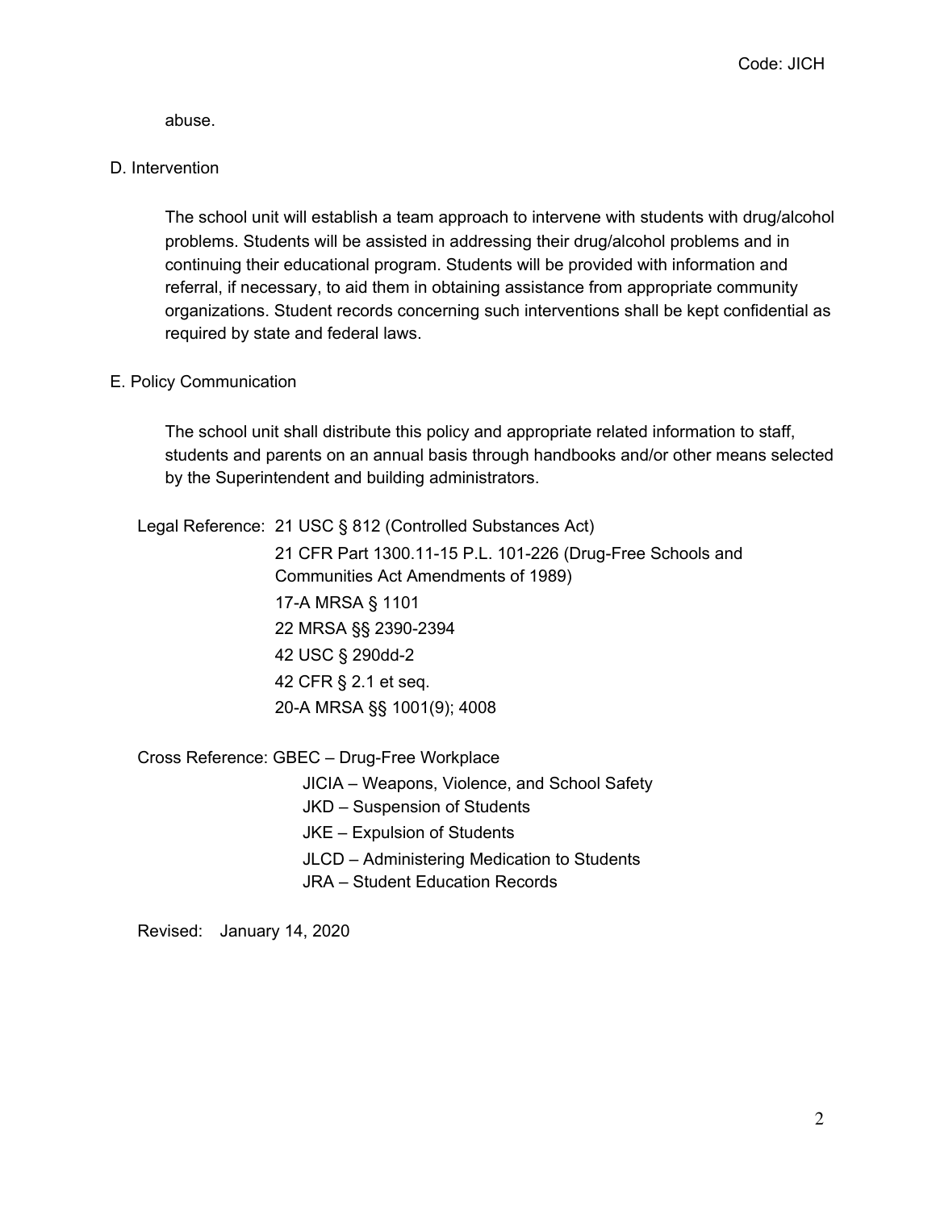abuse.

D. Intervention

The school unit will establish a team approach to intervene with students with drug/alcohol problems. Students will be assisted in addressing their drug/alcohol problems and in continuing their educational program. Students will be provided with information and referral, if necessary, to aid them in obtaining assistance from appropriate community organizations. Student records concerning such interventions shall be kept confidential as required by state and federal laws.

E. Policy Communication

The school unit shall distribute this policy and appropriate related information to staff, students and parents on an annual basis through handbooks and/or other means selected by the Superintendent and building administrators.

Legal Reference: 21 USC § 812 (Controlled Substances Act)
21 CFR Part 1300.11-15 P.L. 101-226 (Drug-Free Schools and Communities Act Amendments of 1989)
17-A MRSA § 1101
22 MRSA §§ 2390-2394
42 USC § 290dd-2
42 CFR § 2.1 et seq.
20-A MRSA §§ 1001(9); 4008

Cross Reference: GBEC – Drug-Free Workplace
JICIA – Weapons, Violence, and School Safety
JKD – Suspension of Students
JKE – Expulsion of Students
JLCD – Administering Medication to Students
JRA – Student Education Records

Revised: January 14, 2020